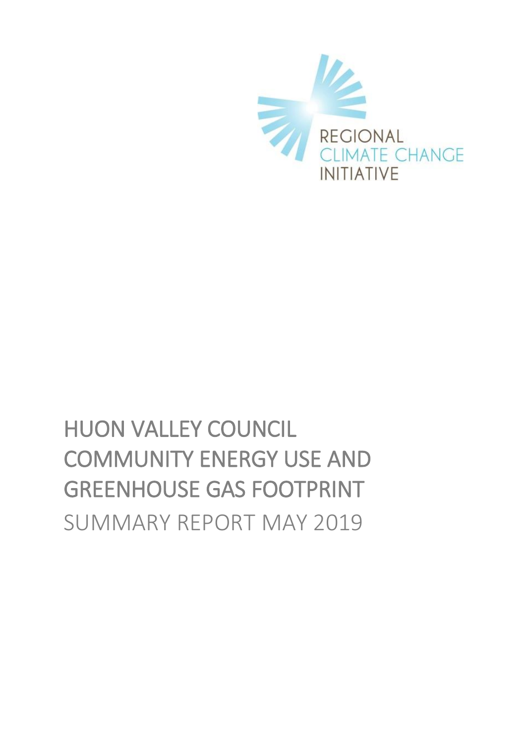REGIONAL
CLIMATE CHANGE
INITIATIVE

# HUON VALLEY COUNCIL COMMUNITY ENERGY USE AND GREENHOUSE GAS FOOTPRINT

SUMMARY REPORT MAY 2019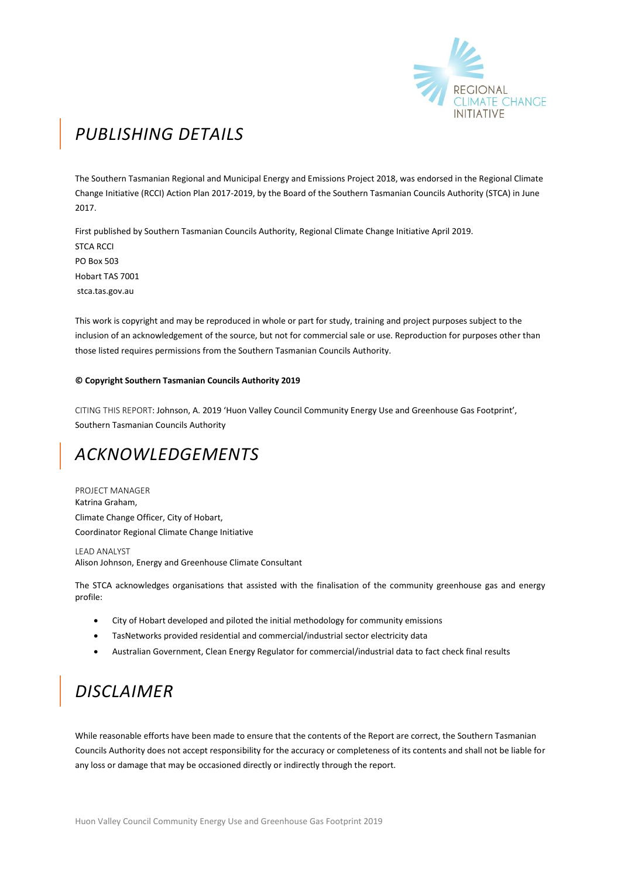# PUBLISHING DETAILS

The Southern Tasmanian Regional and Municipal Energy and Emissions Project 2018, was endorsed in the Regional Climate Change Initiative (RCCI) Action Plan 2017-2019, by the Board of the Southern Tasmanian Councils Authority (STCA) in June 2017.

First published by Southern Tasmanian Councils Authority, Regional Climate Change Initiative April 2019.
STCA RCCI
PO Box 503
Hobart TAS 7001
stca.tas.gov.au

This work is copyright and may be reproduced in whole or part for study, training and project purposes subject to the inclusion of an acknowledgement of the source, but not for commercial sale or use. Reproduction for purposes other than those listed requires permissions from the Southern Tasmanian Councils Authority.

**© Copyright Southern Tasmanian Councils Authority 2019**

CITING THIS REPORT: Johnson, A. 2019 'Huon Valley Council Community Energy Use and Greenhouse Gas Footprint', Southern Tasmanian Councils Authority

# ACKNOWLEDGEMENTS

PROJECT MANAGER
Katrina Graham,
Climate Change Officer, City of Hobart,
Coordinator Regional Climate Change Initiative

LEAD ANALYST
Alison Johnson, Energy and Greenhouse Climate Consultant

The STCA acknowledges organisations that assisted with the finalisation of the community greenhouse gas and energy profile:

- City of Hobart developed and piloted the initial methodology for community emissions
- TasNetworks provided residential and commercial/industrial sector electricity data
- Australian Government, Clean Energy Regulator for commercial/industrial data to fact check final results

# DISCLAIMER

While reasonable efforts have been made to ensure that the contents of the Report are correct, the Southern Tasmanian Councils Authority does not accept responsibility for the accuracy or completeness of its contents and shall not be liable for any loss or damage that may be occasioned directly or indirectly through the report.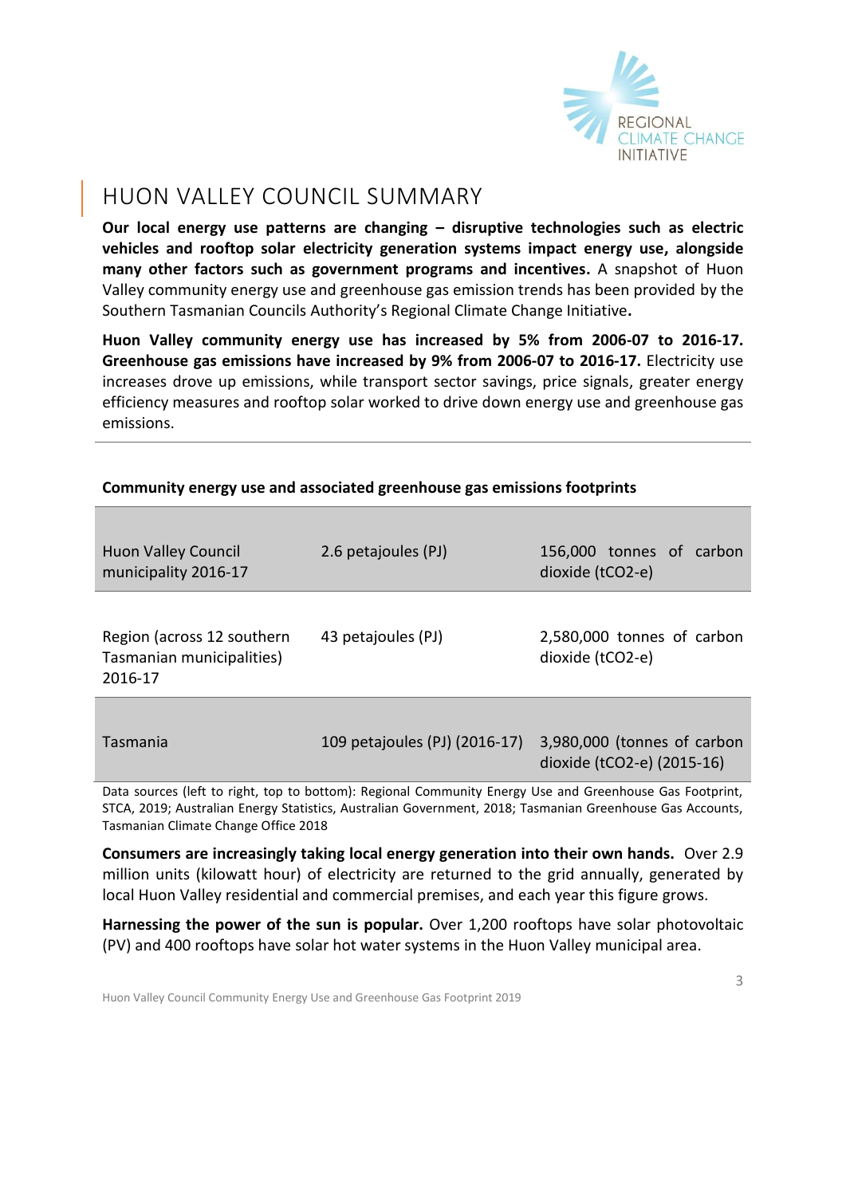# HUON VALLEY COUNCIL SUMMARY

**Our local energy use patterns are changing – disruptive technologies such as electric vehicles and rooftop solar electricity generation systems impact energy use, alongside many other factors such as government programs and incentives.** A snapshot of Huon Valley community energy use and greenhouse gas emission trends has been provided by the Southern Tasmanian Councils Authority's Regional Climate Change Initiative**.**

**Huon Valley community energy use has increased by 5% from 2006-07 to 2016-17. Greenhouse gas emissions have increased by 9% from 2006-07 to 2016-17.** Electricity use increases drove up emissions, while transport sector savings, price signals, greater energy efficiency measures and rooftop solar worked to drive down energy use and greenhouse gas emissions.

**Community energy use and associated greenhouse gas emissions footprints**

| | | |
|---|---|---|
| Huon Valley Council municipality 2016-17 | 2.6 petajoules (PJ) | 156,000 tonnes of carbon dioxide (tCO2-e) |
| Region (across 12 southern Tasmanian municipalities) 2016-17 | 43 petajoules (PJ) | 2,580,000 tonnes of carbon dioxide (tCO2-e) |
| Tasmania | 109 petajoules (PJ) (2016-17) | 3,980,000 (tonnes of carbon dioxide (tCO2-e) (2015-16) |

Data sources (left to right, top to bottom): Regional Community Energy Use and Greenhouse Gas Footprint, STCA, 2019; Australian Energy Statistics, Australian Government, 2018; Tasmanian Greenhouse Gas Accounts, Tasmanian Climate Change Office 2018

**Consumers are increasingly taking local energy generation into their own hands.** Over 2.9 million units (kilowatt hour) of electricity are returned to the grid annually, generated by local Huon Valley residential and commercial premises, and each year this figure grows.

**Harnessing the power of the sun is popular.** Over 1,200 rooftops have solar photovoltaic (PV) and 400 rooftops have solar hot water systems in the Huon Valley municipal area.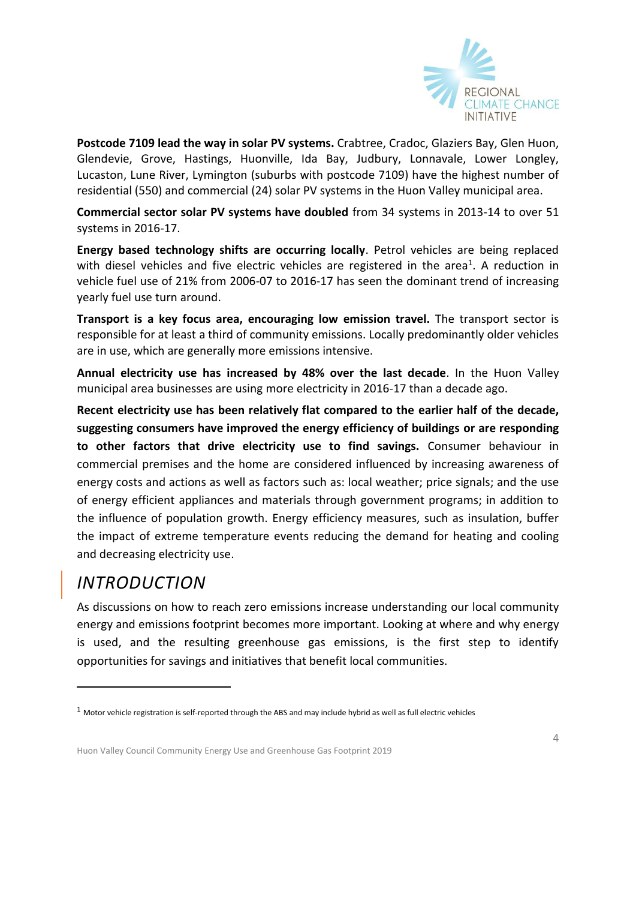**Postcode 7109 lead the way in solar PV systems.** Crabtree, Cradoc, Glaziers Bay, Glen Huon, Glendevie, Grove, Hastings, Huonville, Ida Bay, Judbury, Lonnavale, Lower Longley, Lucaston, Lune River, Lymington (suburbs with postcode 7109) have the highest number of residential (550) and commercial (24) solar PV systems in the Huon Valley municipal area.

**Commercial sector solar PV systems have doubled** from 34 systems in 2013-14 to over 51 systems in 2016-17.

**Energy based technology shifts are occurring locally**. Petrol vehicles are being replaced with diesel vehicles and five electric vehicles are registered in the area[1]. A reduction in vehicle fuel use of 21% from 2006-07 to 2016-17 has seen the dominant trend of increasing yearly fuel use turn around.

**Transport is a key focus area, encouraging low emission travel.** The transport sector is responsible for at least a third of community emissions. Locally predominantly older vehicles are in use, which are generally more emissions intensive.

**Annual electricity use has increased by 48% over the last decade**. In the Huon Valley municipal area businesses are using more electricity in 2016-17 than a decade ago.

**Recent electricity use has been relatively flat compared to the earlier half of the decade, suggesting consumers have improved the energy efficiency of buildings or are responding to other factors that drive electricity use to find savings.** Consumer behaviour in commercial premises and the home are considered influenced by increasing awareness of energy costs and actions as well as factors such as: local weather; price signals; and the use of energy efficient appliances and materials through government programs; in addition to the influence of population growth. Energy efficiency measures, such as insulation, buffer the impact of extreme temperature events reducing the demand for heating and cooling and decreasing electricity use.

# *INTRODUCTION*

As discussions on how to reach zero emissions increase understanding our local community energy and emissions footprint becomes more important. Looking at where and why energy is used, and the resulting greenhouse gas emissions, is the first step to identify opportunities for savings and initiatives that benefit local communities.

---

[1] Motor vehicle registration is self-reported through the ABS and may include hybrid as well as full electric vehicles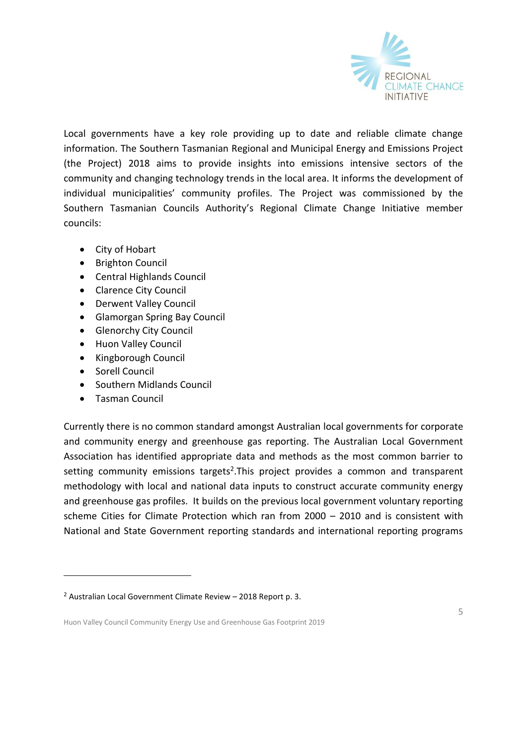Local governments have a key role providing up to date and reliable climate change information. The Southern Tasmanian Regional and Municipal Energy and Emissions Project (the Project) 2018 aims to provide insights into emissions intensive sectors of the community and changing technology trends in the local area. It informs the development of individual municipalities' community profiles. The Project was commissioned by the Southern Tasmanian Councils Authority's Regional Climate Change Initiative member councils:

- City of Hobart
- Brighton Council
- Central Highlands Council
- Clarence City Council
- Derwent Valley Council
- Glamorgan Spring Bay Council
- Glenorchy City Council
- Huon Valley Council
- Kingborough Council
- Sorell Council
- Southern Midlands Council
- Tasman Council

Currently there is no common standard amongst Australian local governments for corporate and community energy and greenhouse gas reporting. The Australian Local Government Association has identified appropriate data and methods as the most common barrier to setting community emissions targets[2].This project provides a common and transparent methodology with local and national data inputs to construct accurate community energy and greenhouse gas profiles. It builds on the previous local government voluntary reporting scheme Cities for Climate Protection which ran from 2000 – 2010 and is consistent with National and State Government reporting standards and international reporting programs

[2] Australian Local Government Climate Review – 2018 Report p. 3.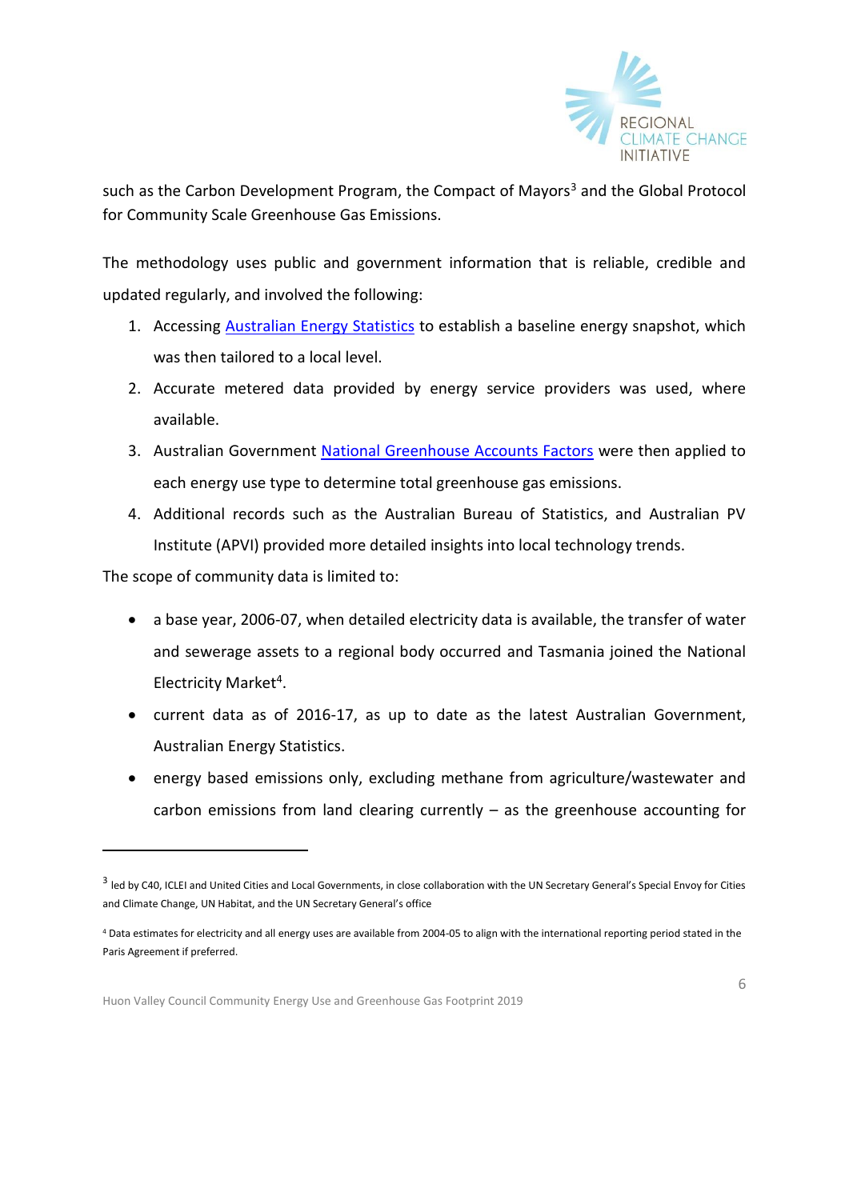such as the Carbon Development Program, the Compact of Mayors[3] and the Global Protocol for Community Scale Greenhouse Gas Emissions.

The methodology uses public and government information that is reliable, credible and updated regularly, and involved the following:

1. Accessing Australian Energy Statistics to establish a baseline energy snapshot, which was then tailored to a local level.
2. Accurate metered data provided by energy service providers was used, where available.
3. Australian Government National Greenhouse Accounts Factors were then applied to each energy use type to determine total greenhouse gas emissions.
4. Additional records such as the Australian Bureau of Statistics, and Australian PV Institute (APVI) provided more detailed insights into local technology trends.

The scope of community data is limited to:

- a base year, 2006-07, when detailed electricity data is available, the transfer of water and sewerage assets to a regional body occurred and Tasmania joined the National Electricity Market[4].
- current data as of 2016-17, as up to date as the latest Australian Government, Australian Energy Statistics.
- energy based emissions only, excluding methane from agriculture/wastewater and carbon emissions from land clearing currently – as the greenhouse accounting for

---

[3] led by C40, ICLEI and United Cities and Local Governments, in close collaboration with the UN Secretary General's Special Envoy for Cities and Climate Change, UN Habitat, and the UN Secretary General's office

[4] Data estimates for electricity and all energy uses are available from 2004-05 to align with the international reporting period stated in the Paris Agreement if preferred.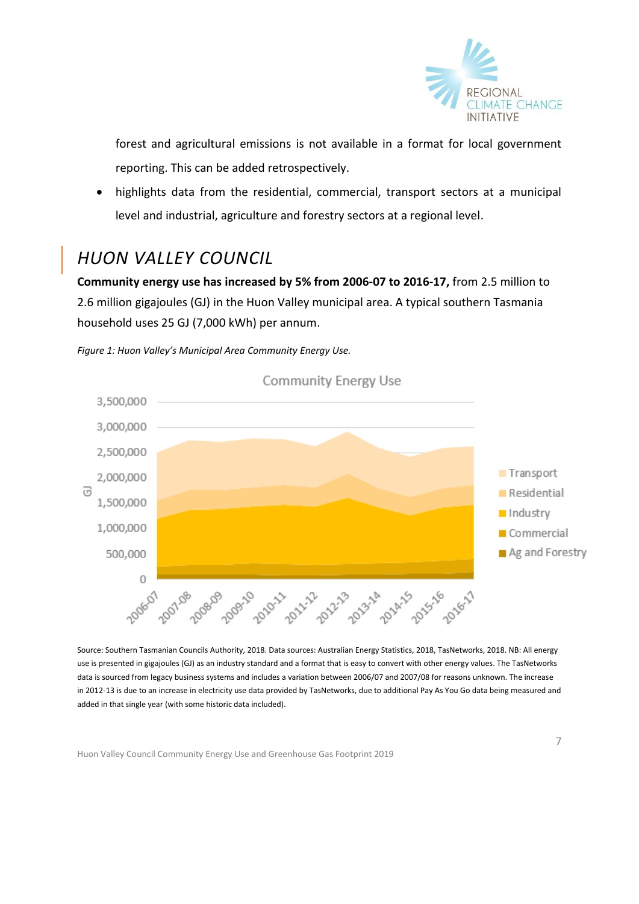forest and agricultural emissions is not available in a format for local government reporting. This can be added retrospectively.

- highlights data from the residential, commercial, transport sectors at a municipal level and industrial, agriculture and forestry sectors at a regional level.

## *HUON VALLEY COUNCIL*

**Community energy use has increased by 5% from 2006-07 to 2016-17,** from 2.5 million to 2.6 million gigajoules (GJ) in the Huon Valley municipal area. A typical southern Tasmania household uses 25 GJ (7,000 kWh) per annum.

*Figure 1: Huon Valley's Municipal Area Community Energy Use.*

Source: Southern Tasmanian Councils Authority, 2018. Data sources: Australian Energy Statistics, 2018, TasNetworks, 2018. NB: All energy use is presented in gigajoules (GJ) as an industry standard and a format that is easy to convert with other energy values. The TasNetworks data is sourced from legacy business systems and includes a variation between 2006/07 and 2007/08 for reasons unknown. The increase in 2012-13 is due to an increase in electricity use data provided by TasNetworks, due to additional Pay As You Go data being measured and added in that single year (with some historic data included).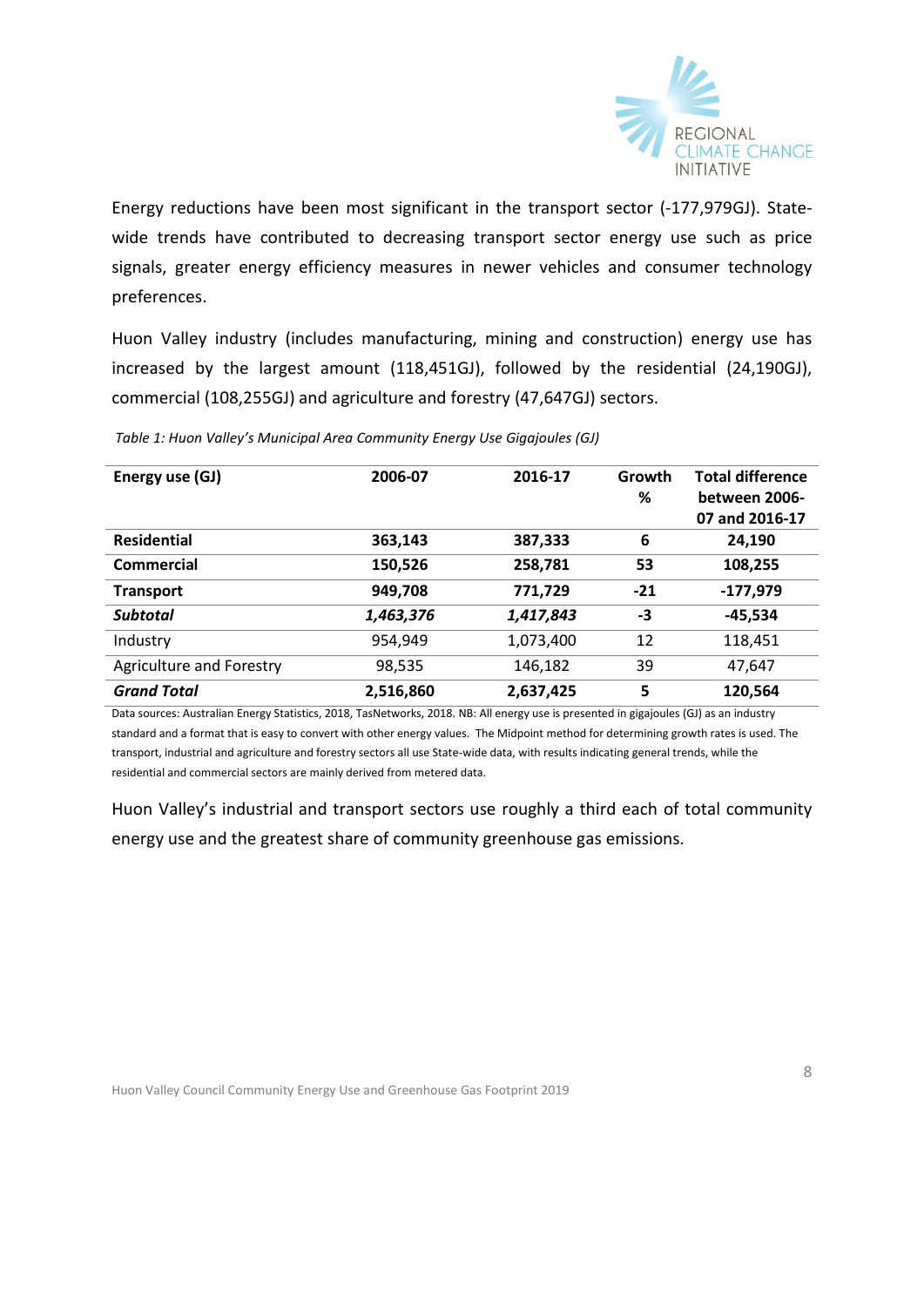Energy reductions have been most significant in the transport sector (-177,979GJ). State-wide trends have contributed to decreasing transport sector energy use such as price signals, greater energy efficiency measures in newer vehicles and consumer technology preferences.

Huon Valley industry (includes manufacturing, mining and construction) energy use has increased by the largest amount (118,451GJ), followed by the residential (24,190GJ), commercial (108,255GJ) and agriculture and forestry (47,647GJ) sectors.

*Table 1: Huon Valley's Municipal Area Community Energy Use Gigajoules (GJ)*

| **Energy use (GJ)** | **2006-07** | **2016-17** | **Growth %** | **Total difference between 2006-07 and 2016-17** |
|---|---|---|---|---|
| **Residential** | **363,143** | **387,333** | **6** | **24,190** |
| **Commercial** | **150,526** | **258,781** | **53** | **108,255** |
| **Transport** | **949,708** | **771,729** | **-21** | **-177,979** |
| ***Subtotal*** | ***1,463,376*** | ***1,417,843*** | **-3** | **-45,534** |
| Industry | 954,949 | 1,073,400 | 12 | 118,451 |
| Agriculture and Forestry | 98,535 | 146,182 | 39 | 47,647 |
| ***Grand Total*** | **2,516,860** | **2,637,425** | **5** | **120,564** |

Data sources: Australian Energy Statistics, 2018, TasNetworks, 2018. NB: All energy use is presented in gigajoules (GJ) as an industry standard and a format that is easy to convert with other energy values. The Midpoint method for determining growth rates is used. The transport, industrial and agriculture and forestry sectors all use State-wide data, with results indicating general trends, while the residential and commercial sectors are mainly derived from metered data.

Huon Valley's industrial and transport sectors use roughly a third each of total community energy use and the greatest share of community greenhouse gas emissions.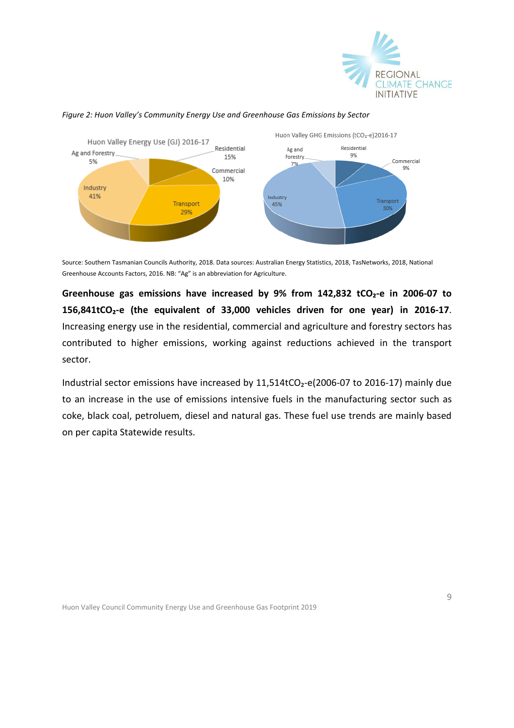*Figure 2: Huon Valley's Community Energy Use and Greenhouse Gas Emissions by Sector*

Source: Southern Tasmanian Councils Authority, 2018. Data sources: Australian Energy Statistics, 2018, TasNetworks, 2018, National Greenhouse Accounts Factors, 2016. NB: "Ag" is an abbreviation for Agriculture.

**Greenhouse gas emissions have increased by 9% from 142,832 t$CO_2$-e in 2006-07 to 156,841t$CO_2$-e (the equivalent of 33,000 vehicles driven for one year) in 2016-17**. Increasing energy use in the residential, commercial and agriculture and forestry sectors has contributed to higher emissions, working against reductions achieved in the transport sector.

Industrial sector emissions have increased by 11,514t$CO_2$-e(2006-07 to 2016-17) mainly due to an increase in the use of emissions intensive fuels in the manufacturing sector such as coke, black coal, petroluem, diesel and natural gas. These fuel use trends are mainly based on per capita Statewide results.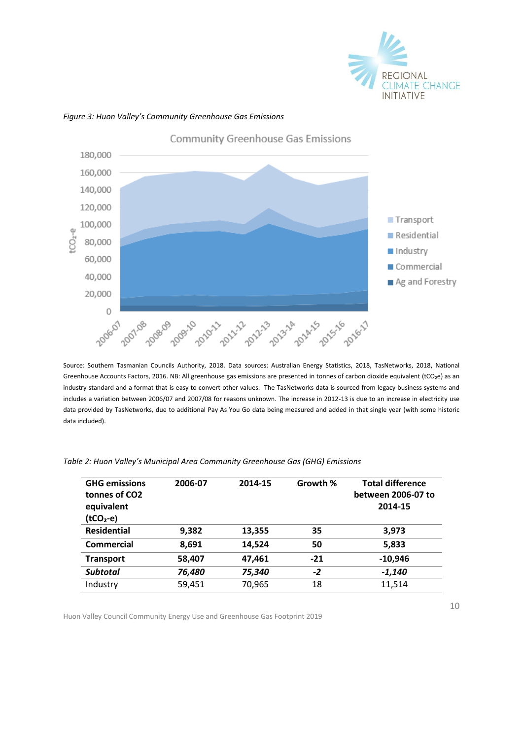*Figure 3: Huon Valley's Community Greenhouse Gas Emissions*

Source: Southern Tasmanian Councils Authority, 2018. Data sources: Australian Energy Statistics, 2018, TasNetworks, 2018, National Greenhouse Accounts Factors, 2016. NB: All greenhouse gas emissions are presented in tonnes of carbon dioxide equivalent ($tCO_2e$) as an industry standard and a format that is easy to convert other values. The TasNetworks data is sourced from legacy business systems and includes a variation between 2006/07 and 2007/08 for reasons unknown. The increase in 2012-13 is due to an increase in electricity use data provided by TasNetworks, due to additional Pay As You Go data being measured and added in that single year (with some historic data included).

*Table 2: Huon Valley's Municipal Area Community Greenhouse Gas (GHG) Emissions*

| GHG emissions tonnes of CO2 equivalent ($tCO_2$-e) | 2006-07 | 2014-15 | Growth % | Total difference between 2006-07 to 2014-15 |
|---|---|---|---|---|
| **Residential** | **9,382** | **13,355** | **35** | **3,973** |
| **Commercial** | **8,691** | **14,524** | **50** | **5,833** |
| **Transport** | **58,407** | **47,461** | **-21** | **-10,946** |
| ***Subtotal*** | ***76,480*** | ***75,340*** | ***-2*** | ***-1,140*** |
| Industry | 59,451 | 70,965 | 18 | 11,514 |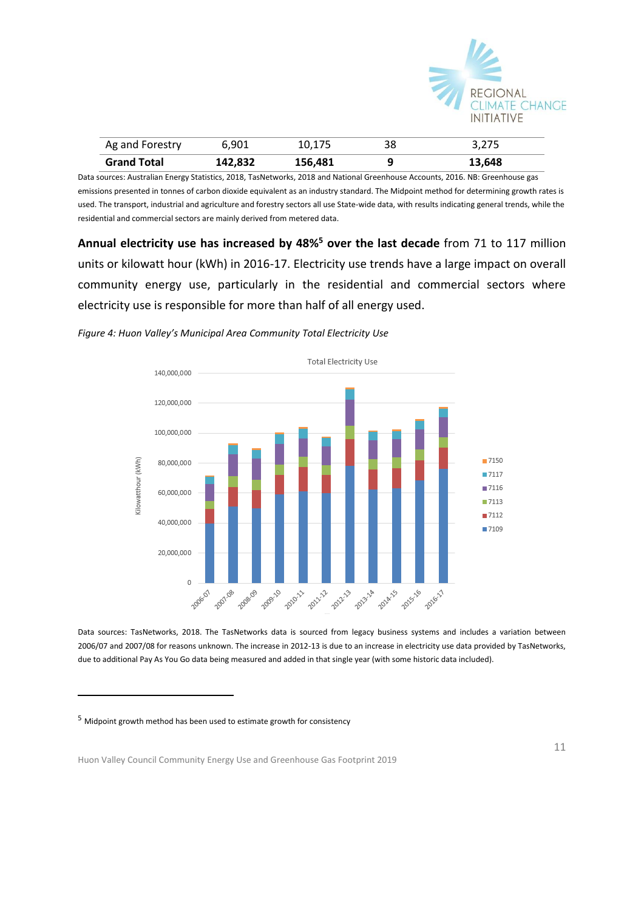| Ag and Forestry | 6,901 | 10,175 | 38 | 3,275 |
|---|---|---|---|---|
| **Grand Total** | **142,832** | **156,481** | **9** | **13,648** |

Data sources: Australian Energy Statistics, 2018, TasNetworks, 2018 and National Greenhouse Accounts, 2016. NB: Greenhouse gas emissions presented in tonnes of carbon dioxide equivalent as an industry standard. The Midpoint method for determining growth rates is used. The transport, industrial and agriculture and forestry sectors all use State-wide data, with results indicating general trends, while the residential and commercial sectors are mainly derived from metered data.

**Annual electricity use has increased by 48%[5] over the last decade** from 71 to 117 million units or kilowatt hour (kWh) in 2016-17. Electricity use trends have a large impact on overall community energy use, particularly in the residential and commercial sectors where electricity use is responsible for more than half of all energy used.

*Figure 4: Huon Valley's Municipal Area Community Total Electricity Use*

Data sources: TasNetworks, 2018. The TasNetworks data is sourced from legacy business systems and includes a variation between 2006/07 and 2007/08 for reasons unknown. The increase in 2012-13 is due to an increase in electricity use data provided by TasNetworks, due to additional Pay As You Go data being measured and added in that single year (with some historic data included).

---

[5] Midpoint growth method has been used to estimate growth for consistency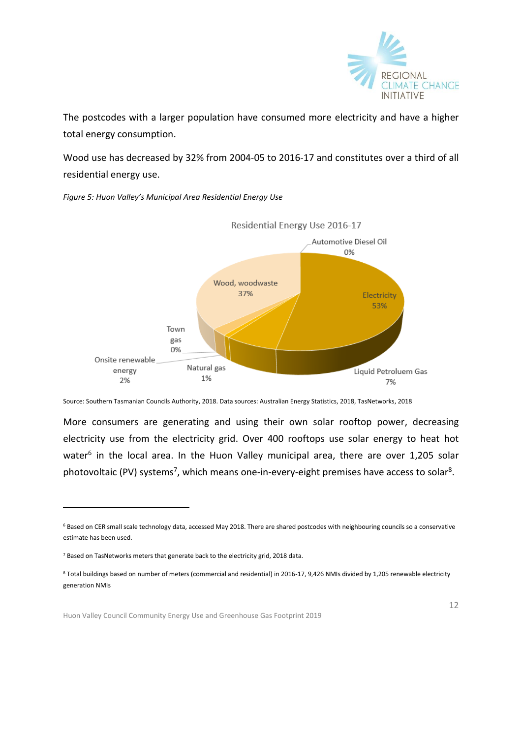The postcodes with a larger population have consumed more electricity and have a higher total energy consumption.

Wood use has decreased by 32% from 2004-05 to 2016-17 and constitutes over a third of all residential energy use.

*Figure 5: Huon Valley's Municipal Area Residential Energy Use*

Source: Southern Tasmanian Councils Authority, 2018. Data sources: Australian Energy Statistics, 2018, TasNetworks, 2018

More consumers are generating and using their own solar rooftop power, decreasing electricity use from the electricity grid. Over 400 rooftops use solar energy to heat hot water[6] in the local area. In the Huon Valley municipal area, there are over 1,205 solar photovoltaic (PV) systems[7], which means one-in-every-eight premises have access to solar[8].

---

[6] Based on CER small scale technology data, accessed May 2018. There are shared postcodes with neighbouring councils so a conservative estimate has been used.

[7] Based on TasNetworks meters that generate back to the electricity grid, 2018 data.

[8] Total buildings based on number of meters (commercial and residential) in 2016-17, 9,426 NMIs divided by 1,205 renewable electricity generation NMIs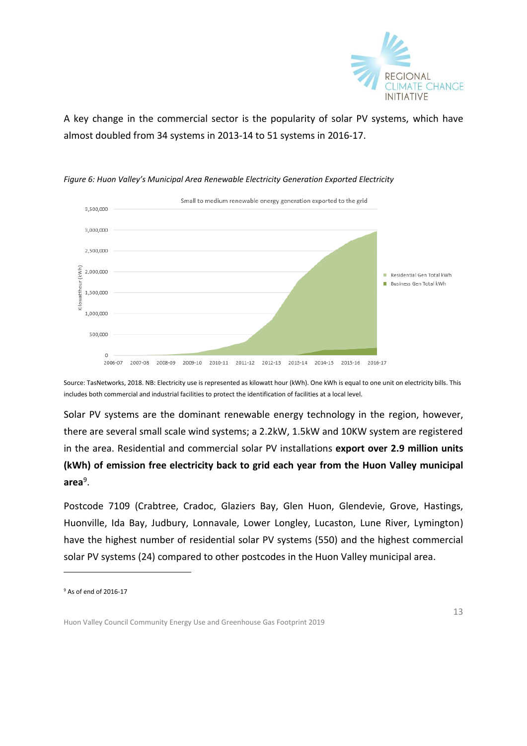A key change in the commercial sector is the popularity of solar PV systems, which have almost doubled from 34 systems in 2013-14 to 51 systems in 2016-17.

*Figure 6: Huon Valley's Municipal Area Renewable Electricity Generation Exported Electricity*

Source: TasNetworks, 2018. NB: Electricity use is represented as kilowatt hour (kWh). One kWh is equal to one unit on electricity bills. This includes both commercial and industrial facilities to protect the identification of facilities at a local level.

Solar PV systems are the dominant renewable energy technology in the region, however, there are several small scale wind systems; a 2.2kW, 1.5kW and 10KW system are registered in the area. Residential and commercial solar PV installations **export over 2.9 million units (kWh) of emission free electricity back to grid each year from the Huon Valley municipal area**[9].

Postcode 7109 (Crabtree, Cradoc, Glaziers Bay, Glen Huon, Glendevie, Grove, Hastings, Huonville, Ida Bay, Judbury, Lonnavale, Lower Longley, Lucaston, Lune River, Lymington) have the highest number of residential solar PV systems (550) and the highest commercial solar PV systems (24) compared to other postcodes in the Huon Valley municipal area.

[9] As of end of 2016-17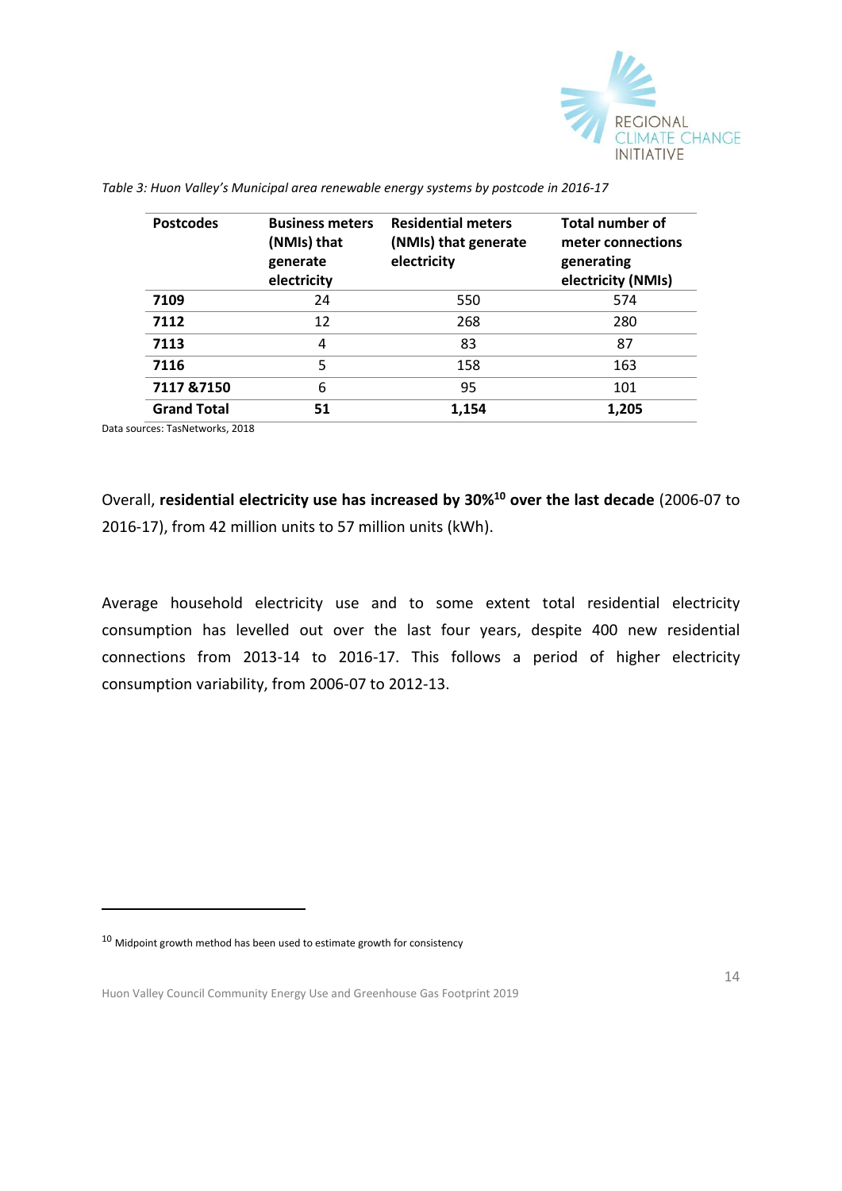*Table 3: Huon Valley's Municipal area renewable energy systems by postcode in 2016-17*

| Postcodes | Business meters (NMIs) that generate electricity | Residential meters (NMIs) that generate electricity | Total number of meter connections generating electricity (NMIs) |
|---|---|---|---|
| **7109** | 24 | 550 | 574 |
| **7112** | 12 | 268 | 280 |
| **7113** | 4 | 83 | 87 |
| **7116** | 5 | 158 | 163 |
| **7117 &7150** | 6 | 95 | 101 |
| **Grand Total** | **51** | **1,154** | **1,205** |

Data sources: TasNetworks, 2018

Overall, **residential electricity use has increased by 30%[10] over the last decade** (2006-07 to 2016-17), from 42 million units to 57 million units (kWh).

Average household electricity use and to some extent total residential electricity consumption has levelled out over the last four years, despite 400 new residential connections from 2013-14 to 2016-17. This follows a period of higher electricity consumption variability, from 2006-07 to 2012-13.

[10] Midpoint growth method has been used to estimate growth for consistency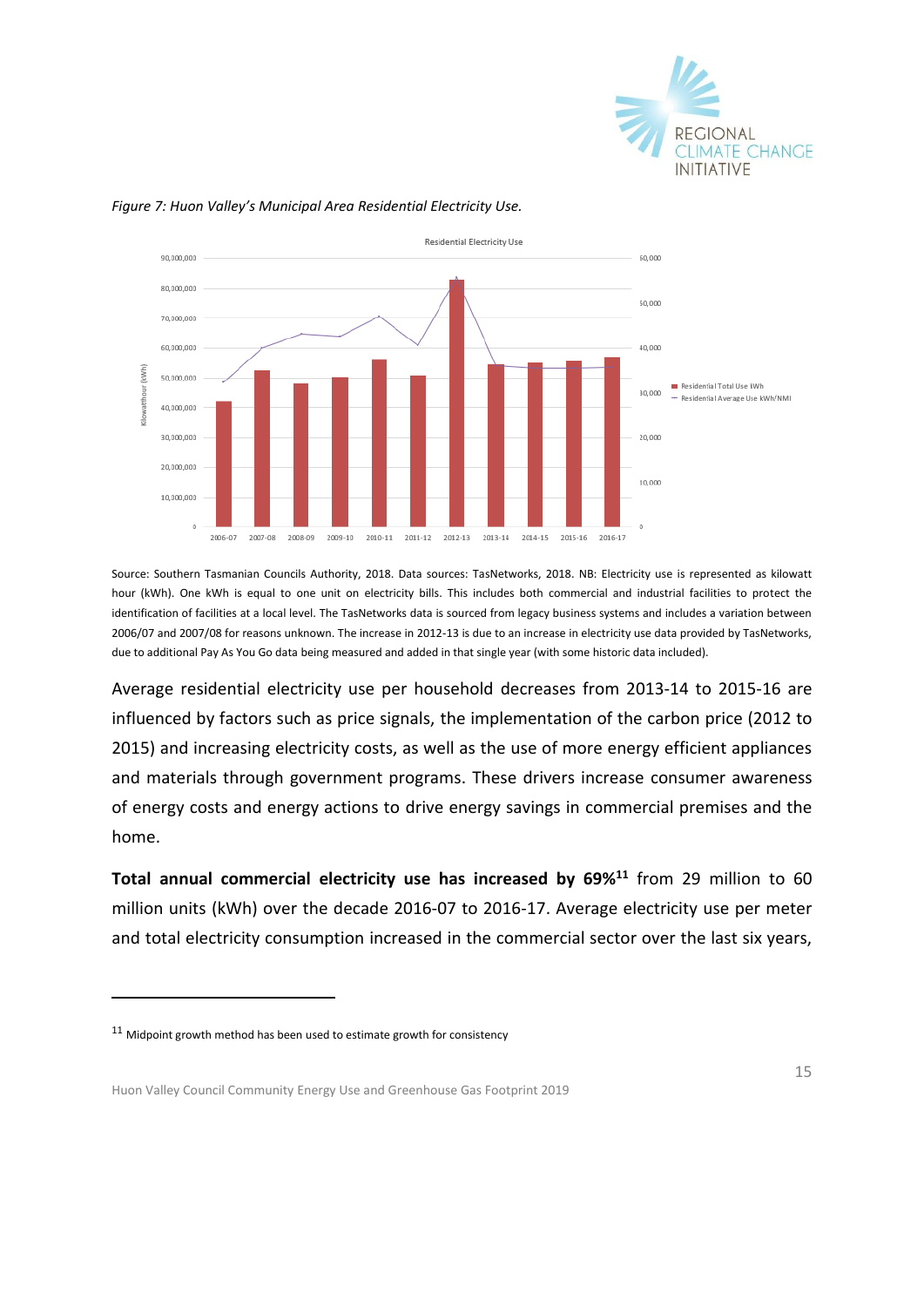*Figure 7: Huon Valley's Municipal Area Residential Electricity Use.*

Source: Southern Tasmanian Councils Authority, 2018. Data sources: TasNetworks, 2018. NB: Electricity use is represented as kilowatt hour (kWh). One kWh is equal to one unit on electricity bills. This includes both commercial and industrial facilities to protect the identification of facilities at a local level. The TasNetworks data is sourced from legacy business systems and includes a variation between 2006/07 and 2007/08 for reasons unknown. The increase in 2012-13 is due to an increase in electricity use data provided by TasNetworks, due to additional Pay As You Go data being measured and added in that single year (with some historic data included).

Average residential electricity use per household decreases from 2013-14 to 2015-16 are influenced by factors such as price signals, the implementation of the carbon price (2012 to 2015) and increasing electricity costs, as well as the use of more energy efficient appliances and materials through government programs. These drivers increase consumer awareness of energy costs and energy actions to drive energy savings in commercial premises and the home.

**Total annual commercial electricity use has increased by 69%[11]** from 29 million to 60 million units (kWh) over the decade 2016-07 to 2016-17. Average electricity use per meter and total electricity consumption increased in the commercial sector over the last six years,

[11] Midpoint growth method has been used to estimate growth for consistency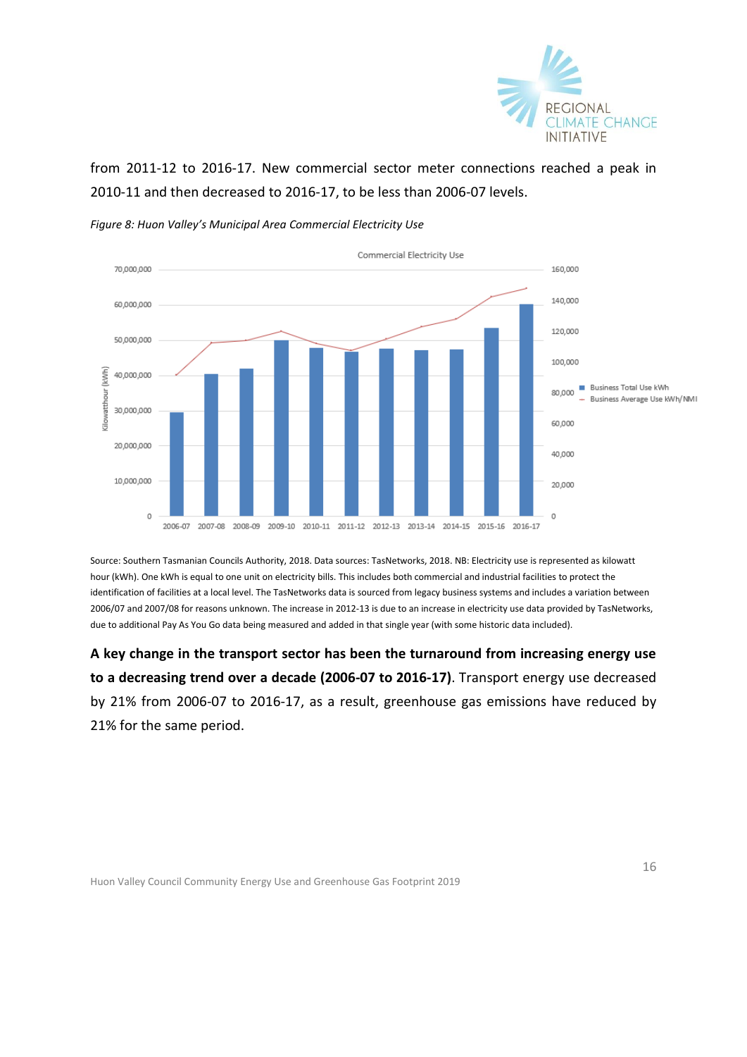from 2011-12 to 2016-17. New commercial sector meter connections reached a peak in 2010-11 and then decreased to 2016-17, to be less than 2006-07 levels.

*Figure 8: Huon Valley's Municipal Area Commercial Electricity Use*

Source: Southern Tasmanian Councils Authority, 2018. Data sources: TasNetworks, 2018. NB: Electricity use is represented as kilowatt hour (kWh). One kWh is equal to one unit on electricity bills. This includes both commercial and industrial facilities to protect the identification of facilities at a local level. The TasNetworks data is sourced from legacy business systems and includes a variation between 2006/07 and 2007/08 for reasons unknown. The increase in 2012-13 is due to an increase in electricity use data provided by TasNetworks, due to additional Pay As You Go data being measured and added in that single year (with some historic data included).

**A key change in the transport sector has been the turnaround from increasing energy use to a decreasing trend over a decade (2006-07 to 2016-17)**. Transport energy use decreased by 21% from 2006-07 to 2016-17, as a result, greenhouse gas emissions have reduced by 21% for the same period.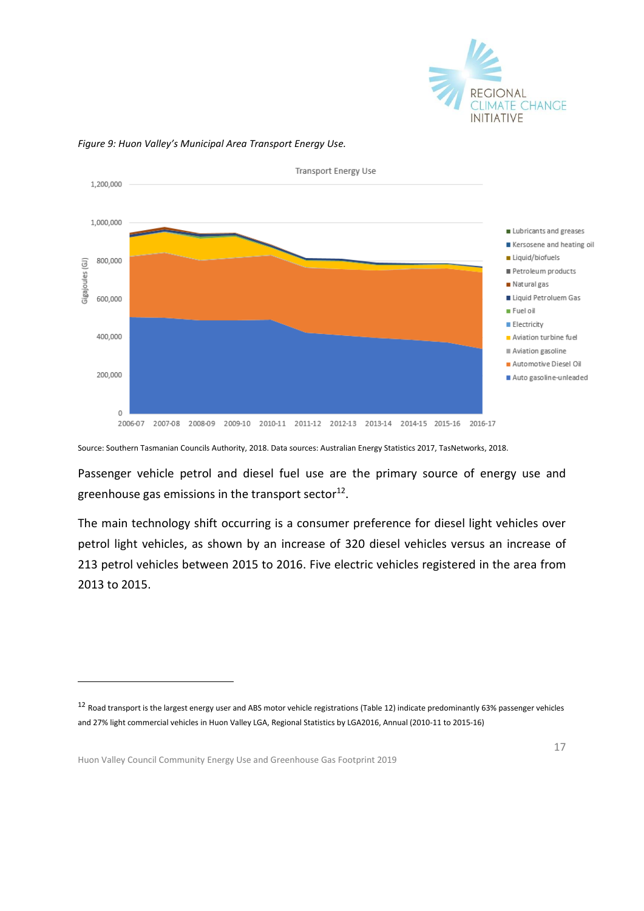*Figure 9: Huon Valley's Municipal Area Transport Energy Use.*

Source: Southern Tasmanian Councils Authority, 2018. Data sources: Australian Energy Statistics 2017, TasNetworks, 2018.

Passenger vehicle petrol and diesel fuel use are the primary source of energy use and greenhouse gas emissions in the transport sector[12].

The main technology shift occurring is a consumer preference for diesel light vehicles over petrol light vehicles, as shown by an increase of 320 diesel vehicles versus an increase of 213 petrol vehicles between 2015 to 2016. Five electric vehicles registered in the area from 2013 to 2015.

---

[12] Road transport is the largest energy user and ABS motor vehicle registrations (Table 12) indicate predominantly 63% passenger vehicles and 27% light commercial vehicles in Huon Valley LGA, Regional Statistics by LGA2016, Annual (2010-11 to 2015-16)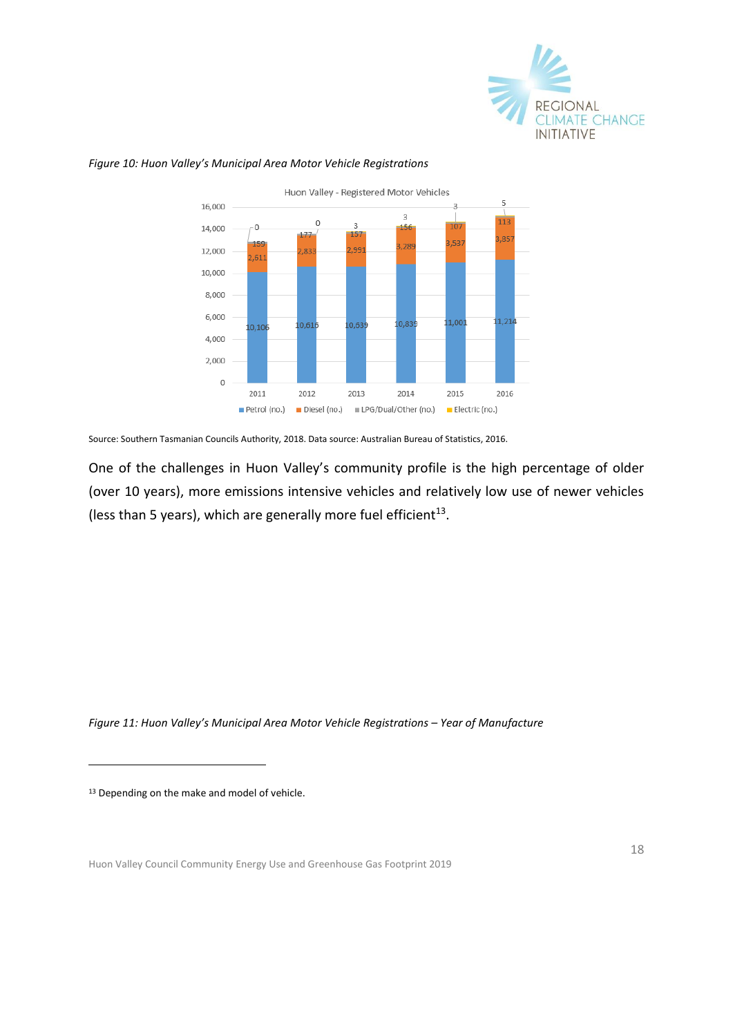*Figure 10: Huon Valley's Municipal Area Motor Vehicle Registrations*

Huon Valley - Registered Motor Vehicles

| Year | Petrol (no.) | Diesel (no.) | LPG/Dual/Other (no.) | Electric (no.) |
|---|---|---|---|---|
| 2011 | 10,106 | 2,611 | 159 | 0 |
| 2012 | 10,616 | 2,833 | 177 | 0 |
| 2013 | 10,639 | 2,991 | 157 | 3 |
| 2014 | 10,839 | 3,289 | 156 | 3 |
| 2015 | 11,001 | 3,537 | 107 | 3 |
| 2016 | 11,214 | 3,857 | 113 | 5 |

Source: Southern Tasmanian Councils Authority, 2018. Data source: Australian Bureau of Statistics, 2016.

One of the challenges in Huon Valley's community profile is the high percentage of older (over 10 years), more emissions intensive vehicles and relatively low use of newer vehicles (less than 5 years), which are generally more fuel efficient[13].

*Figure 11: Huon Valley's Municipal Area Motor Vehicle Registrations – Year of Manufacture*

[13] Depending on the make and model of vehicle.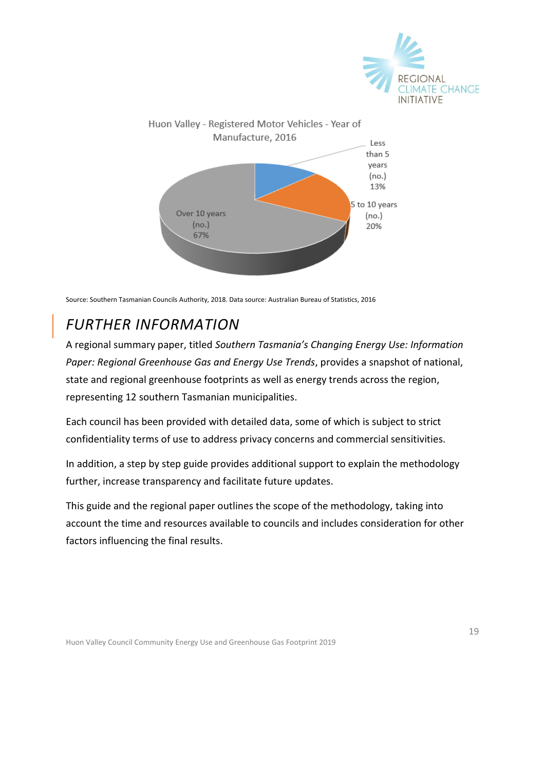Huon Valley - Registered Motor Vehicles - Year of Manufacture, 2016

Less than 5 years (no.) 13%

5 to 10 years (no.) 20%

Over 10 years (no.) 67%

Source: Southern Tasmanian Councils Authority, 2018. Data source: Australian Bureau of Statistics, 2016

# *FURTHER INFORMATION*

A regional summary paper, titled *Southern Tasmania's Changing Energy Use: Information Paper: Regional Greenhouse Gas and Energy Use Trends*, provides a snapshot of national, state and regional greenhouse footprints as well as energy trends across the region, representing 12 southern Tasmanian municipalities.

Each council has been provided with detailed data, some of which is subject to strict confidentiality terms of use to address privacy concerns and commercial sensitivities.

In addition, a step by step guide provides additional support to explain the methodology further, increase transparency and facilitate future updates.

This guide and the regional paper outlines the scope of the methodology, taking into account the time and resources available to councils and includes consideration for other factors influencing the final results.